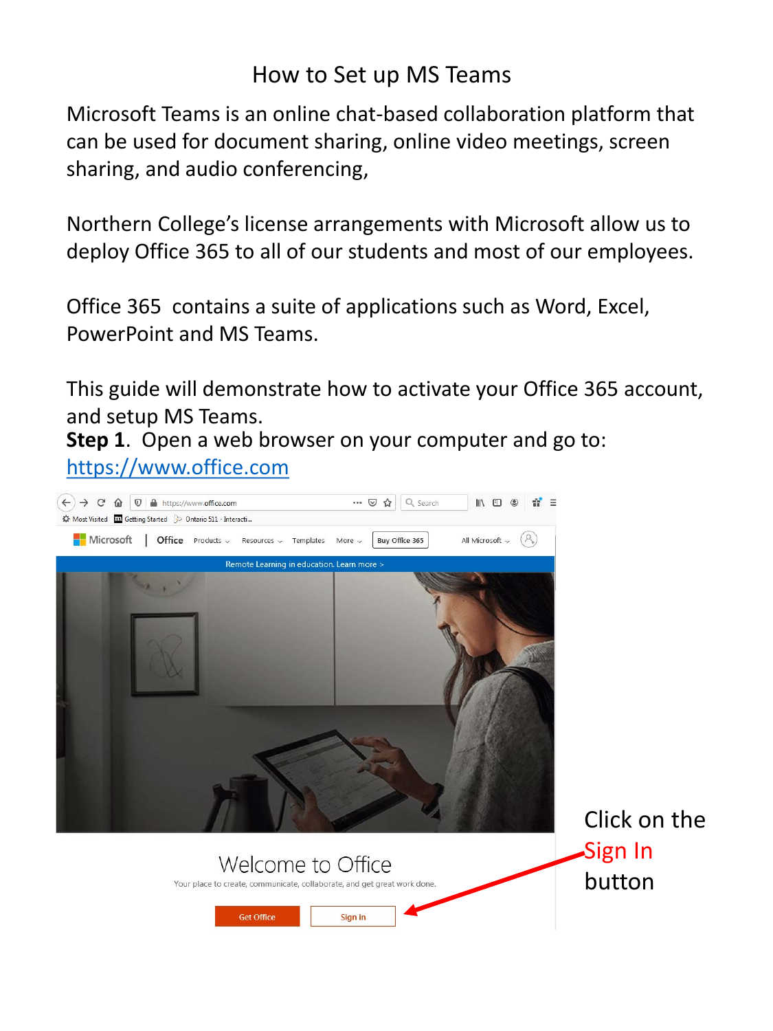# How to Set up MS Teams

Microsoft Teams is an online chat-based collaboration platform that can be used for document sharing, online video meetings, screen sharing, and audio conferencing,

Northern College's license arrangements with Microsoft allow us to deploy Office 365 to all of our students and most of our employees.

Office 365 contains a suite of applications such as Word, Excel, PowerPoint and MS Teams.

This guide will demonstrate how to activate your Office 365 account, and setup MS Teams.

**Step 1**. Open a web browser on your computer and go to: https://www.office.com

Click on the Sign In button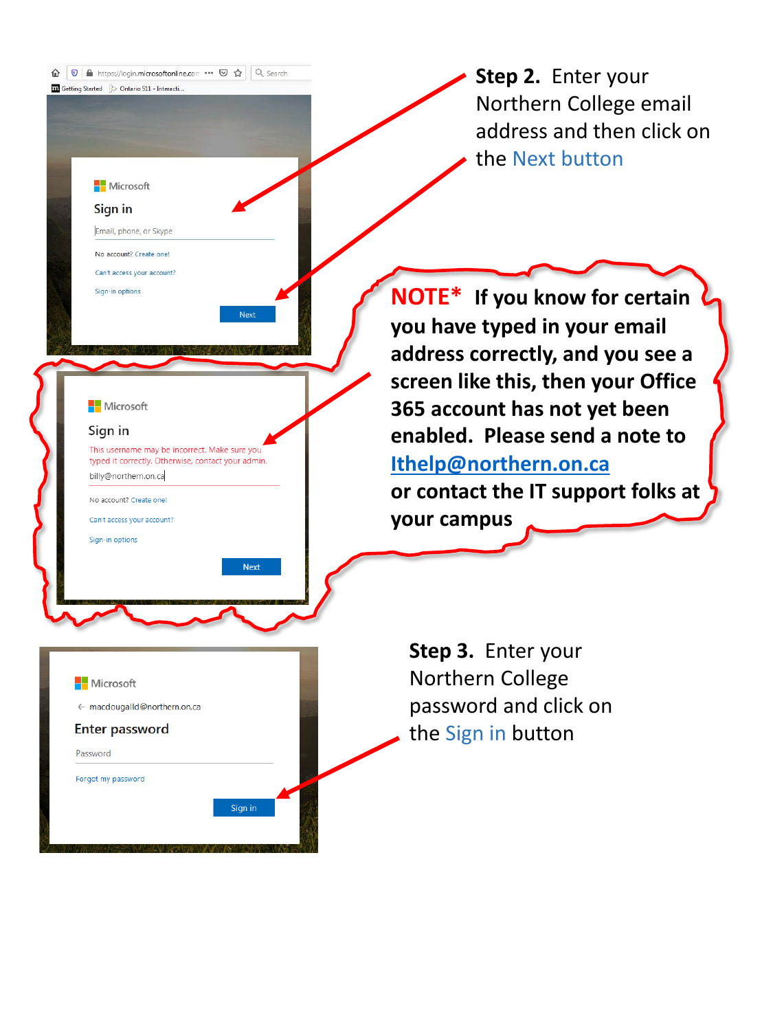**Step 2.** Enter your Northern College email address and then click on the Next button

**NOTE*** **If you know for certain you have typed in your email address correctly, and you see a screen like this, then your Office 365 account has not yet been enabled. Please send a note to [Ithelp@northern.on.ca](mailto:Ithelp@northern.on.ca) or contact the IT support folks at your campus**

**Step 3.** Enter your Northern College password and click on the Sign in button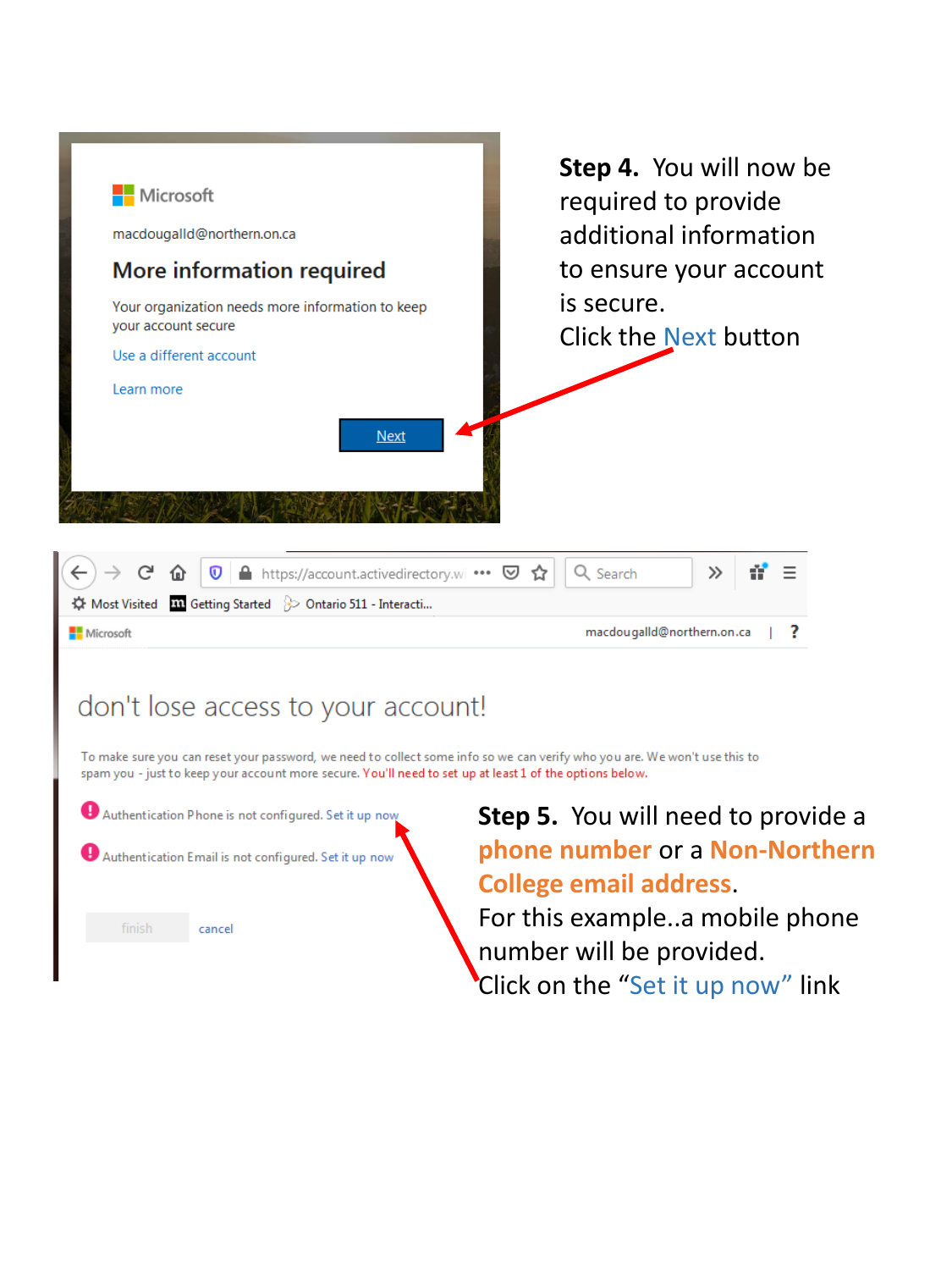Microsoft

macdougalld@northern.on.ca

**More information required**

Your organization needs more information to keep your account secure

Use a different account

Learn more

Next

**Step 4.** You will now be required to provide additional information to ensure your account is secure.
Click the Next button

https://account.activedirectory.w

Most Visited | Getting Started | Ontario 511 - Interacti...

Microsoft | macdougalld@northern.on.ca | ?

don't lose access to your account!

To make sure you can reset your password, we need to collect some info so we can verify who you are. We won't use this to spam you - just to keep your account more secure. You'll need to set up at least 1 of the options below.

Authentication Phone is not configured. Set it up now

Authentication Email is not configured. Set it up now

finish | cancel

**Step 5.** You will need to provide a **phone number** or a **Non-Northern College email address**.
For this example..a mobile phone number will be provided.
Click on the "Set it up now" link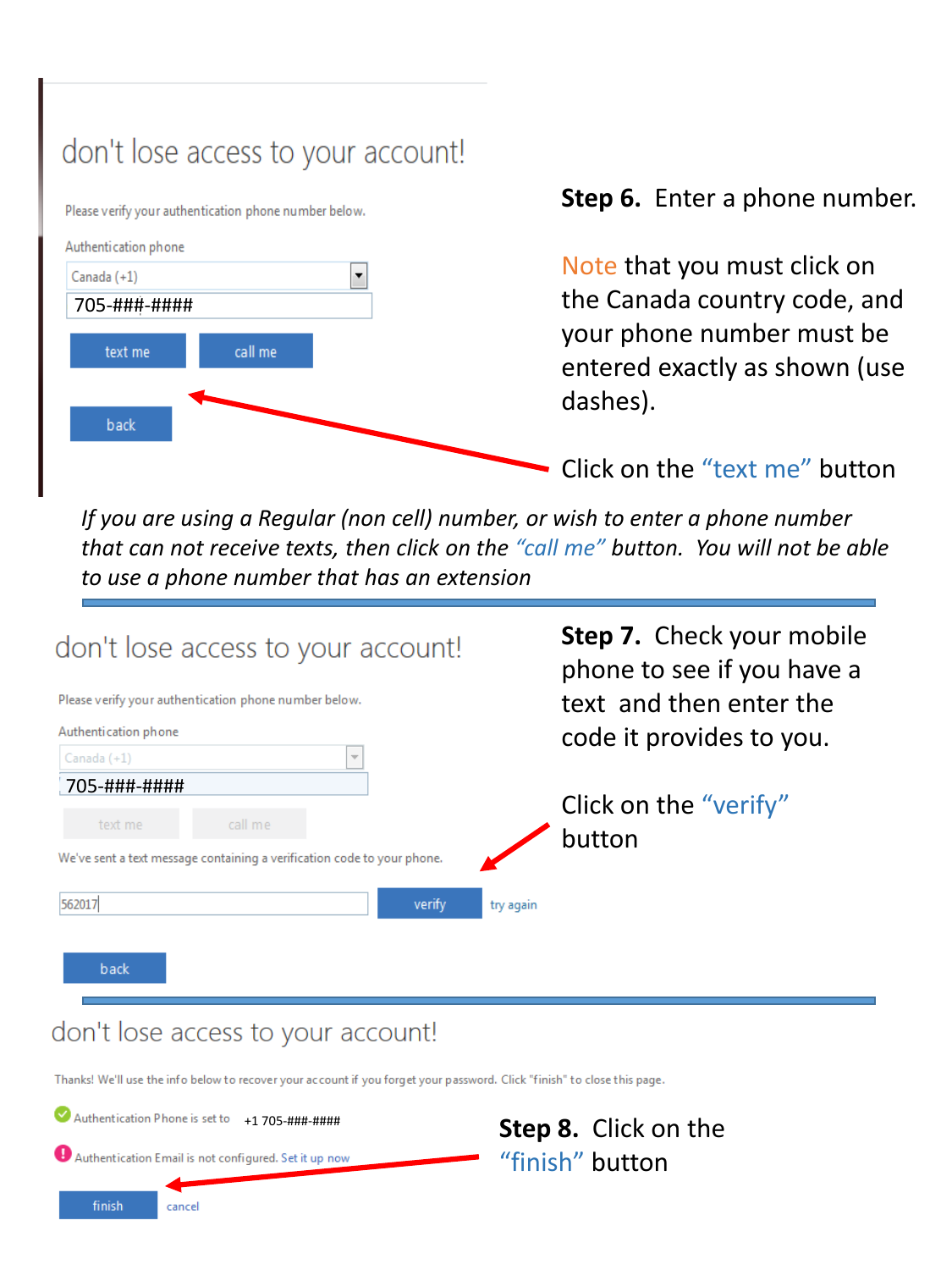don't lose access to your account!

Please verify your authentication phone number below.

Authentication phone

Canada (+1)

705-###-####

text me | call me

back

**Step 6.** Enter a phone number.

Note that you must click on the Canada country code, and your phone number must be entered exactly as shown (use dashes).

Click on the "text me" button

*If you are using a Regular (non cell) number, or wish to enter a phone number that can not receive texts, then click on the "call me" button. You will not be able to use a phone number that has an extension*

---

don't lose access to your account!

Please verify your authentication phone number below.

Authentication phone

Canada (+1)

705-###-####

text me | call me

We've sent a text message containing a verification code to your phone.

562017

verify | try again

back

**Step 7.** Check your mobile phone to see if you have a text and then enter the code it provides to you.

Click on the "verify" button

---

don't lose access to your account!

Thanks! We'll use the info below to recover your account if you forget your password. Click "finish" to close this page.

Authentication Phone is set to +1 705-###-####

Authentication Email is not configured. Set it up now

finish | cancel

**Step 8.** Click on the "finish" button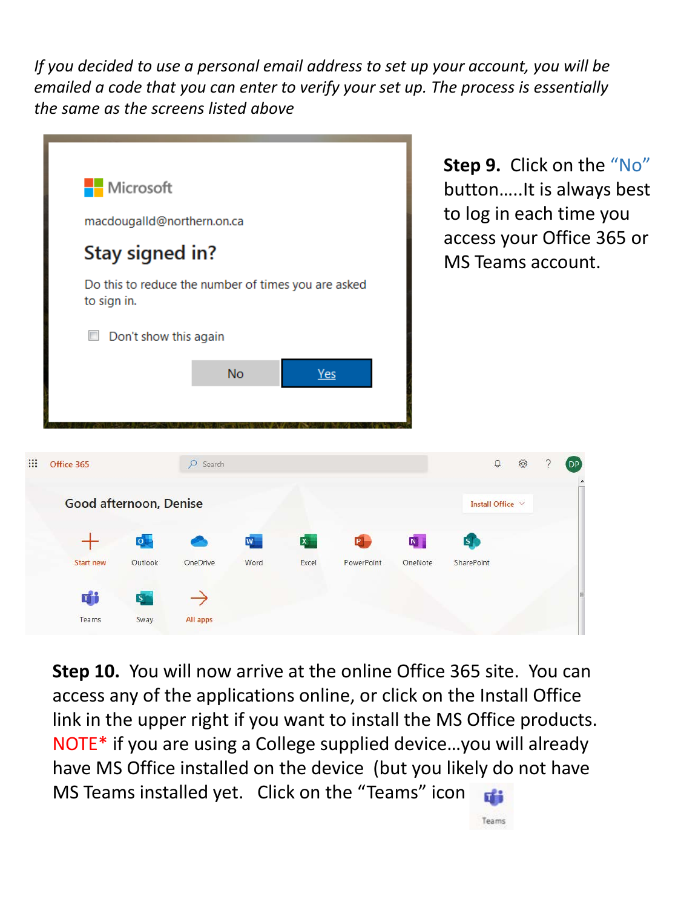*If you decided to use a personal email address to set up your account, you will be emailed a code that you can enter to verify your set up. The process is essentially the same as the screens listed above*

**Step 9.** Click on the "No" button.....It is always best to log in each time you access your Office 365 or MS Teams account.

**Step 10.** You will now arrive at the online Office 365 site. You can access any of the applications online, or click on the Install Office link in the upper right if you want to install the MS Office products. NOTE* if you are using a College supplied device…you will already have MS Office installed on the device (but you likely do not have MS Teams installed yet. Click on the "Teams" icon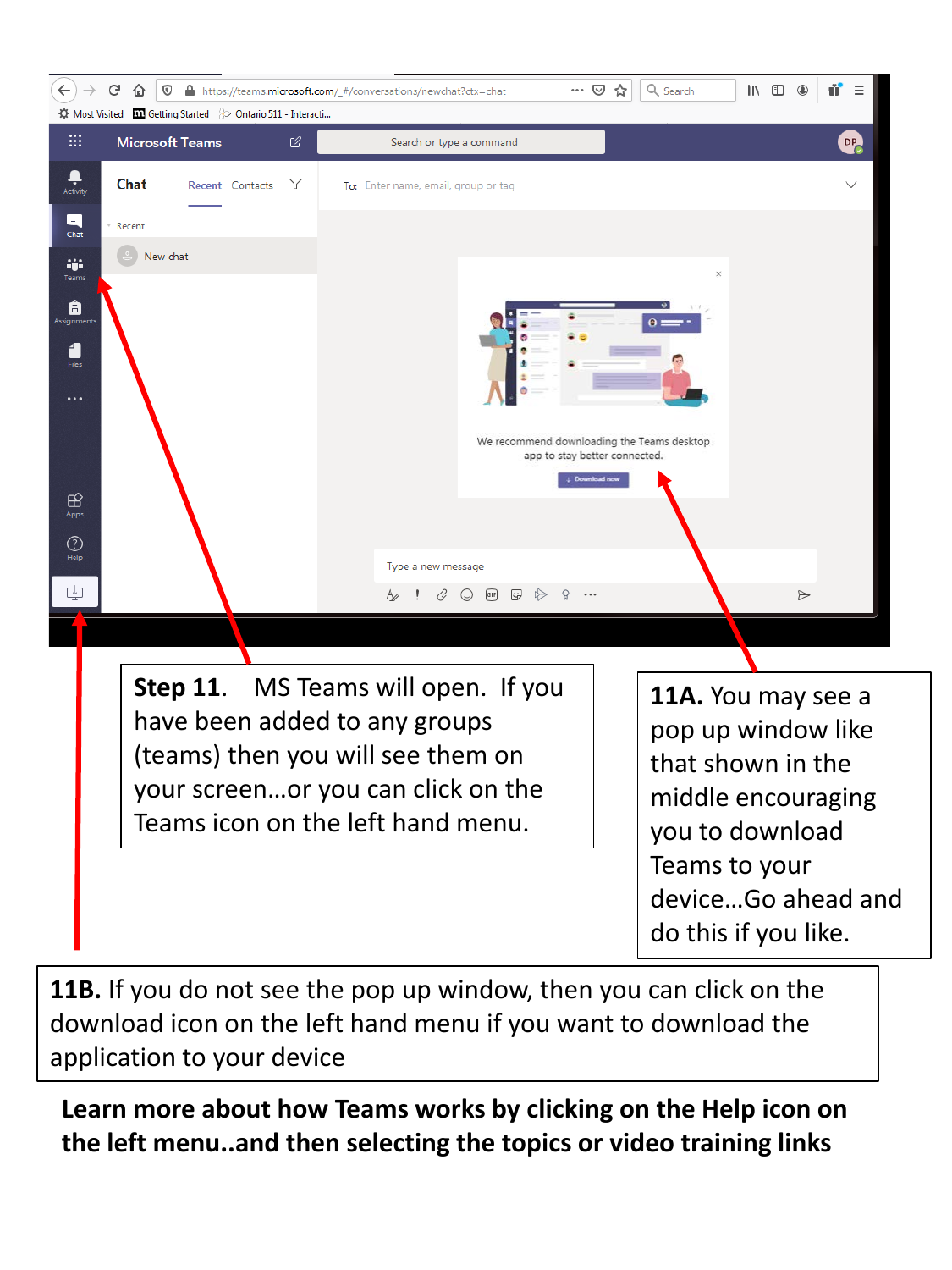**Step 11.** MS Teams will open. If you have been added to any groups (teams) then you will see them on your screen…or you can click on the Teams icon on the left hand menu.

**11A.** You may see a pop up window like that shown in the middle encouraging you to download Teams to your device…Go ahead and do this if you like.

**11B.** If you do not see the pop up window, then you can click on the download icon on the left hand menu if you want to download the application to your device

**Learn more about how Teams works by clicking on the Help icon on the left menu..and then selecting the topics or video training links**